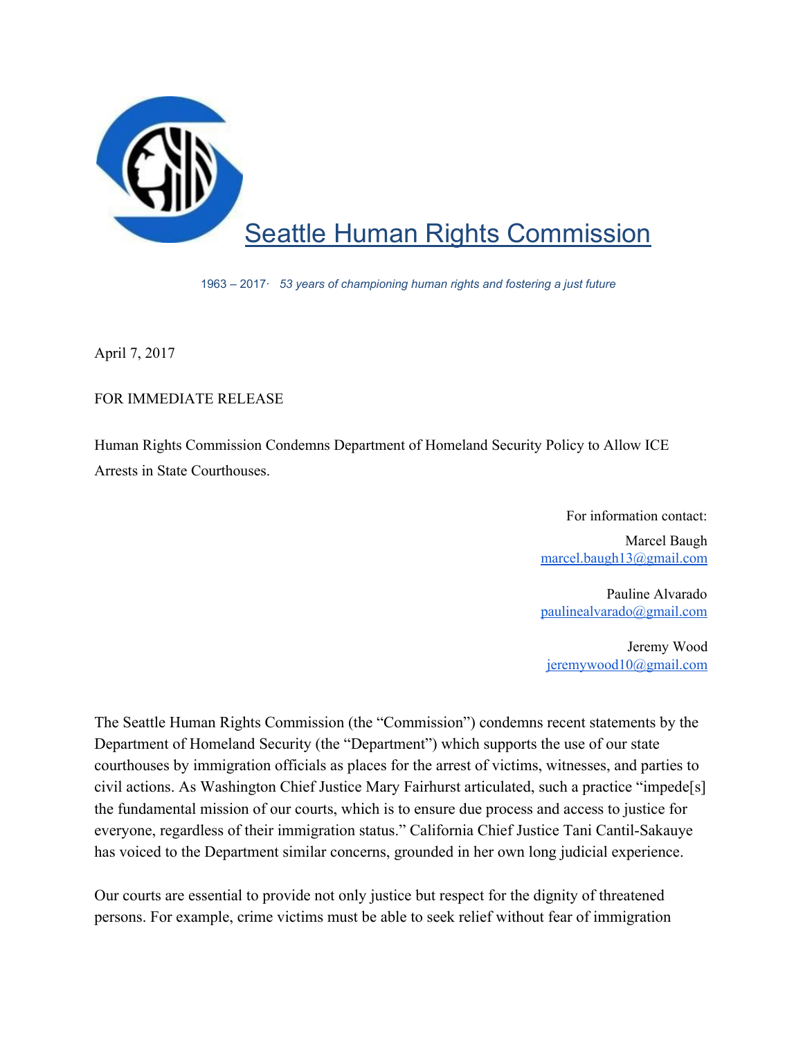# Seattle Human Rights Commission

*1963 – 2017· 53 years of championing human rights and fostering a just future*

April 7, 2017

FOR IMMEDIATE RELEASE

Human Rights Commission Condemns Department of Homeland Security Policy to Allow ICE Arrests in State Courthouses.

For information contact:

Marcel Baugh
marcel.baugh13@gmail.com

Pauline Alvarado
paulinealvarado@gmail.com

Jeremy Wood
jeremywood10@gmail.com

The Seattle Human Rights Commission (the "Commission") condemns recent statements by the Department of Homeland Security (the "Department") which supports the use of our state courthouses by immigration officials as places for the arrest of victims, witnesses, and parties to civil actions. As Washington Chief Justice Mary Fairhurst articulated, such a practice "impede[s] the fundamental mission of our courts, which is to ensure due process and access to justice for everyone, regardless of their immigration status." California Chief Justice Tani Cantil-Sakauye has voiced to the Department similar concerns, grounded in her own long judicial experience.

Our courts are essential to provide not only justice but respect for the dignity of threatened persons. For example, crime victims must be able to seek relief without fear of immigration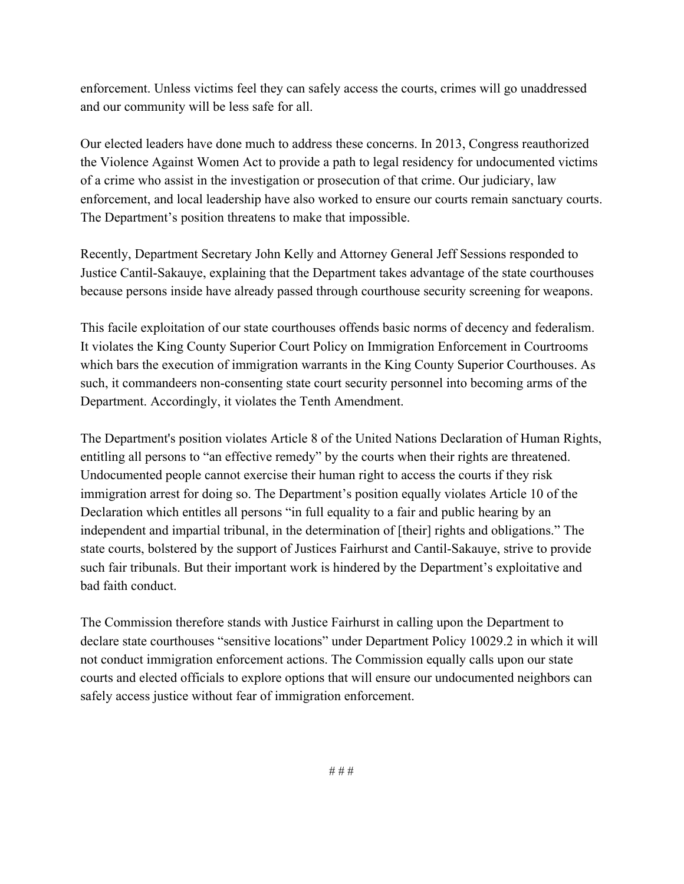enforcement. Unless victims feel they can safely access the courts, crimes will go unaddressed and our community will be less safe for all.

Our elected leaders have done much to address these concerns. In 2013, Congress reauthorized the Violence Against Women Act to provide a path to legal residency for undocumented victims of a crime who assist in the investigation or prosecution of that crime. Our judiciary, law enforcement, and local leadership have also worked to ensure our courts remain sanctuary courts. The Department's position threatens to make that impossible.

Recently, Department Secretary John Kelly and Attorney General Jeff Sessions responded to Justice Cantil-Sakauye, explaining that the Department takes advantage of the state courthouses because persons inside have already passed through courthouse security screening for weapons.

This facile exploitation of our state courthouses offends basic norms of decency and federalism. It violates the King County Superior Court Policy on Immigration Enforcement in Courtrooms which bars the execution of immigration warrants in the King County Superior Courthouses. As such, it commandeers non-consenting state court security personnel into becoming arms of the Department. Accordingly, it violates the Tenth Amendment.

The Department's position violates Article 8 of the United Nations Declaration of Human Rights, entitling all persons to "an effective remedy" by the courts when their rights are threatened. Undocumented people cannot exercise their human right to access the courts if they risk immigration arrest for doing so. The Department's position equally violates Article 10 of the Declaration which entitles all persons "in full equality to a fair and public hearing by an independent and impartial tribunal, in the determination of [their] rights and obligations." The state courts, bolstered by the support of Justices Fairhurst and Cantil-Sakauye, strive to provide such fair tribunals. But their important work is hindered by the Department's exploitative and bad faith conduct.

The Commission therefore stands with Justice Fairhurst in calling upon the Department to declare state courthouses "sensitive locations" under Department Policy 10029.2 in which it will not conduct immigration enforcement actions. The Commission equally calls upon our state courts and elected officials to explore options that will ensure our undocumented neighbors can safely access justice without fear of immigration enforcement.

# # #